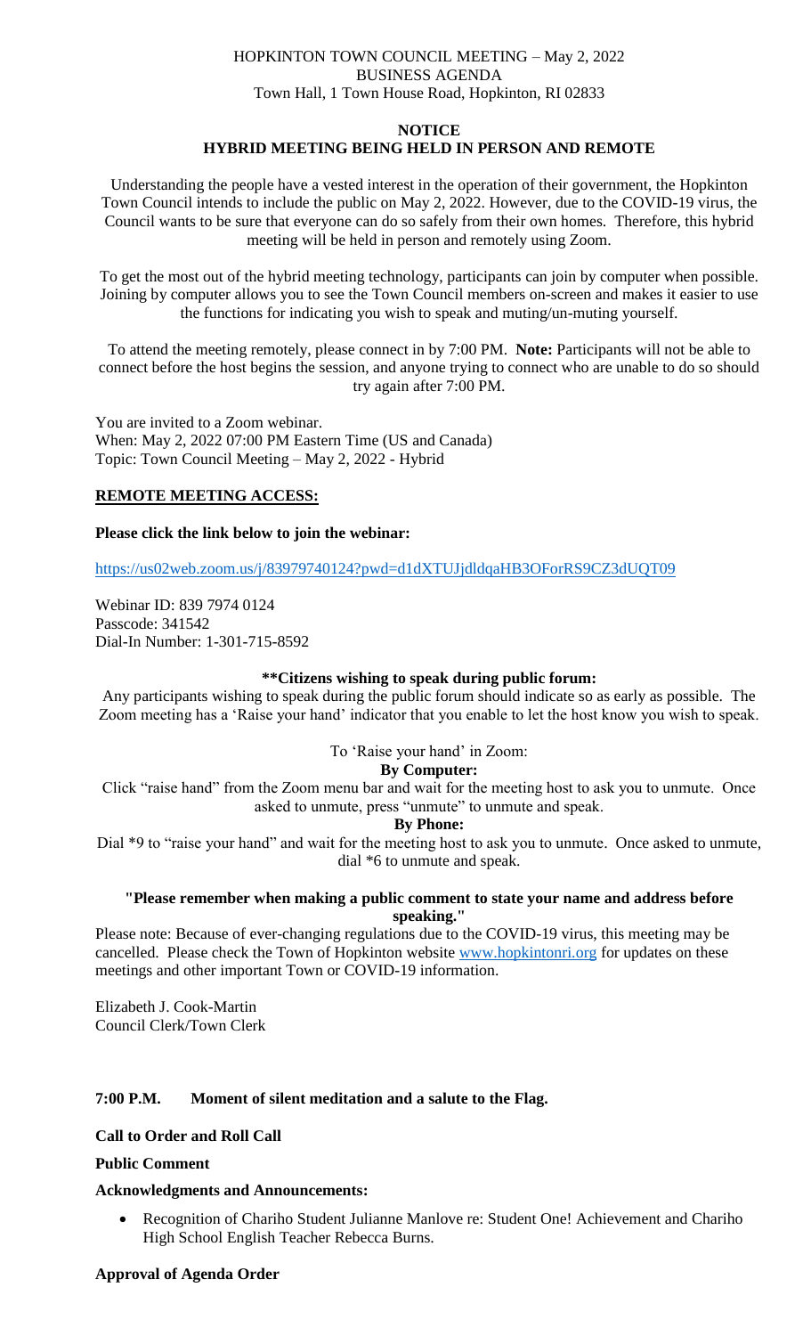HOPKINTON TOWN COUNCIL MEETING – May 2, 2022
BUSINESS AGENDA
Town Hall, 1 Town House Road, Hopkinton, RI 02833

**NOTICE**
**HYBRID MEETING BEING HELD IN PERSON AND REMOTE**

Understanding the people have a vested interest in the operation of their government, the Hopkinton Town Council intends to include the public on May 2, 2022. However, due to the COVID-19 virus, the Council wants to be sure that everyone can do so safely from their own homes. Therefore, this hybrid meeting will be held in person and remotely using Zoom.

To get the most out of the hybrid meeting technology, participants can join by computer when possible. Joining by computer allows you to see the Town Council members on-screen and makes it easier to use the functions for indicating you wish to speak and muting/un-muting yourself.

To attend the meeting remotely, please connect in by 7:00 PM. **Note:** Participants will not be able to connect before the host begins the session, and anyone trying to connect who are unable to do so should try again after 7:00 PM.

You are invited to a Zoom webinar.
When: May 2, 2022 07:00 PM Eastern Time (US and Canada)
Topic: Town Council Meeting – May 2, 2022 - Hybrid

**REMOTE MEETING ACCESS:**

**Please click the link below to join the webinar:**

https://us02web.zoom.us/j/83979740124?pwd=d1dXTUJjdldqaHB3OForRS9CZ3dUQT09

Webinar ID: 839 7974 0124
Passcode: 341542
Dial-In Number: 1-301-715-8592

**\*\*Citizens wishing to speak during public forum:**

Any participants wishing to speak during the public forum should indicate so as early as possible. The Zoom meeting has a 'Raise your hand' indicator that you enable to let the host know you wish to speak.

To 'Raise your hand' in Zoom:

**By Computer:**

Click "raise hand" from the Zoom menu bar and wait for the meeting host to ask you to unmute. Once asked to unmute, press "unmute" to unmute and speak.

**By Phone:**

Dial *9 to "raise your hand" and wait for the meeting host to ask you to unmute. Once asked to unmute, dial *6 to unmute and speak.

**"Please remember when making a public comment to state your name and address before speaking."**

Please note: Because of ever-changing regulations due to the COVID-19 virus, this meeting may be cancelled. Please check the Town of Hopkinton website www.hopkintonri.org for updates on these meetings and other important Town or COVID-19 information.

Elizabeth J. Cook-Martin
Council Clerk/Town Clerk

**7:00 P.M. Moment of silent meditation and a salute to the Flag.**

**Call to Order and Roll Call**

**Public Comment**

**Acknowledgments and Announcements:**

- Recognition of Chariho Student Julianne Manlove re: Student One! Achievement and Chariho High School English Teacher Rebecca Burns.

**Approval of Agenda Order**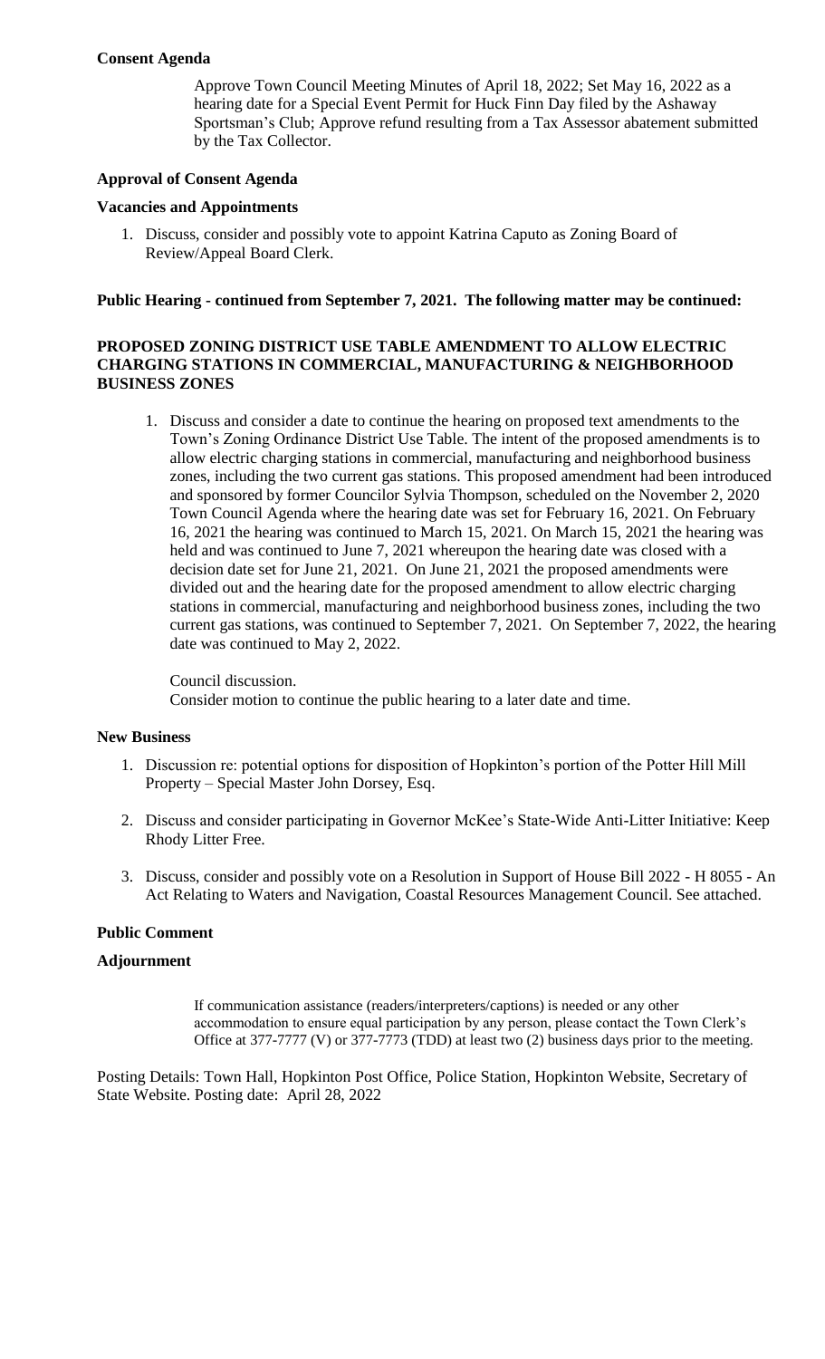**Consent Agenda**

Approve Town Council Meeting Minutes of April 18, 2022; Set May 16, 2022 as a hearing date for a Special Event Permit for Huck Finn Day filed by the Ashaway Sportsman's Club; Approve refund resulting from a Tax Assessor abatement submitted by the Tax Collector.

**Approval of Consent Agenda**

**Vacancies and Appointments**

1. Discuss, consider and possibly vote to appoint Katrina Caputo as Zoning Board of Review/Appeal Board Clerk.

**Public Hearing - continued from September 7, 2021. The following matter may be continued:**

**PROPOSED ZONING DISTRICT USE TABLE AMENDMENT TO ALLOW ELECTRIC CHARGING STATIONS IN COMMERCIAL, MANUFACTURING & NEIGHBORHOOD BUSINESS ZONES**

1. Discuss and consider a date to continue the hearing on proposed text amendments to the Town's Zoning Ordinance District Use Table. The intent of the proposed amendments is to allow electric charging stations in commercial, manufacturing and neighborhood business zones, including the two current gas stations. This proposed amendment had been introduced and sponsored by former Councilor Sylvia Thompson, scheduled on the November 2, 2020 Town Council Agenda where the hearing date was set for February 16, 2021. On February 16, 2021 the hearing was continued to March 15, 2021. On March 15, 2021 the hearing was held and was continued to June 7, 2021 whereupon the hearing date was closed with a decision date set for June 21, 2021. On June 21, 2021 the proposed amendments were divided out and the hearing date for the proposed amendment to allow electric charging stations in commercial, manufacturing and neighborhood business zones, including the two current gas stations, was continued to September 7, 2021. On September 7, 2022, the hearing date was continued to May 2, 2022.

   Council discussion.
   Consider motion to continue the public hearing to a later date and time.

**New Business**

1. Discussion re: potential options for disposition of Hopkinton's portion of the Potter Hill Mill Property – Special Master John Dorsey, Esq.

2. Discuss and consider participating in Governor McKee's State-Wide Anti-Litter Initiative: Keep Rhody Litter Free.

3. Discuss, consider and possibly vote on a Resolution in Support of House Bill 2022 - H 8055 - An Act Relating to Waters and Navigation, Coastal Resources Management Council. See attached.

**Public Comment**

**Adjournment**

If communication assistance (readers/interpreters/captions) is needed or any other accommodation to ensure equal participation by any person, please contact the Town Clerk's Office at 377-7777 (V) or 377-7773 (TDD) at least two (2) business days prior to the meeting.

Posting Details: Town Hall, Hopkinton Post Office, Police Station, Hopkinton Website, Secretary of State Website. Posting date: April 28, 2022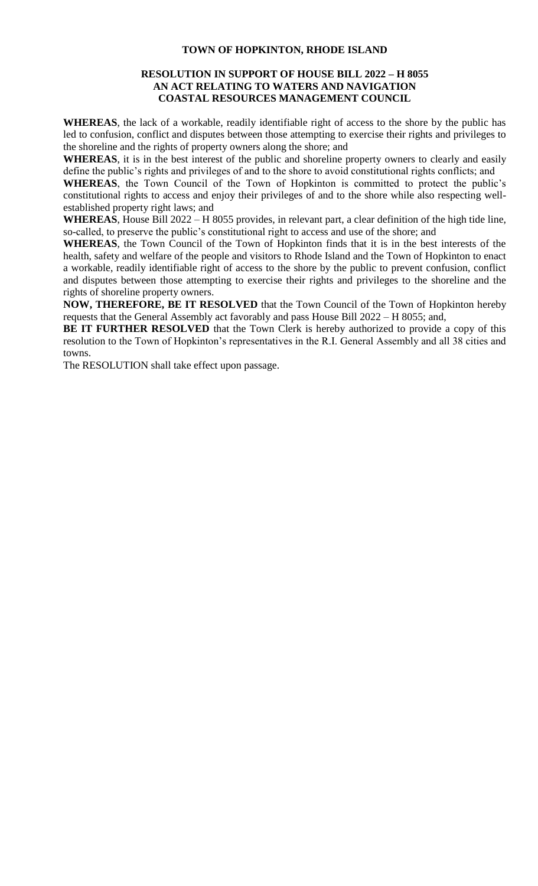**TOWN OF HOPKINTON, RHODE ISLAND**

**RESOLUTION IN SUPPORT OF HOUSE BILL 2022 – H 8055**
**AN ACT RELATING TO WATERS AND NAVIGATION**
**COASTAL RESOURCES MANAGEMENT COUNCIL**

**WHEREAS**, the lack of a workable, readily identifiable right of access to the shore by the public has led to confusion, conflict and disputes between those attempting to exercise their rights and privileges to the shoreline and the rights of property owners along the shore; and

**WHEREAS**, it is in the best interest of the public and shoreline property owners to clearly and easily define the public's rights and privileges of and to the shore to avoid constitutional rights conflicts; and

**WHEREAS**, the Town Council of the Town of Hopkinton is committed to protect the public's constitutional rights to access and enjoy their privileges of and to the shore while also respecting well-established property right laws; and

**WHEREAS**, House Bill 2022 – H 8055 provides, in relevant part, a clear definition of the high tide line, so-called, to preserve the public's constitutional right to access and use of the shore; and

**WHEREAS**, the Town Council of the Town of Hopkinton finds that it is in the best interests of the health, safety and welfare of the people and visitors to Rhode Island and the Town of Hopkinton to enact a workable, readily identifiable right of access to the shore by the public to prevent confusion, conflict and disputes between those attempting to exercise their rights and privileges to the shoreline and the rights of shoreline property owners.

**NOW, THEREFORE, BE IT RESOLVED** that the Town Council of the Town of Hopkinton hereby requests that the General Assembly act favorably and pass House Bill 2022 – H 8055; and,

**BE IT FURTHER RESOLVED** that the Town Clerk is hereby authorized to provide a copy of this resolution to the Town of Hopkinton's representatives in the R.I. General Assembly and all 38 cities and towns.

The RESOLUTION shall take effect upon passage.